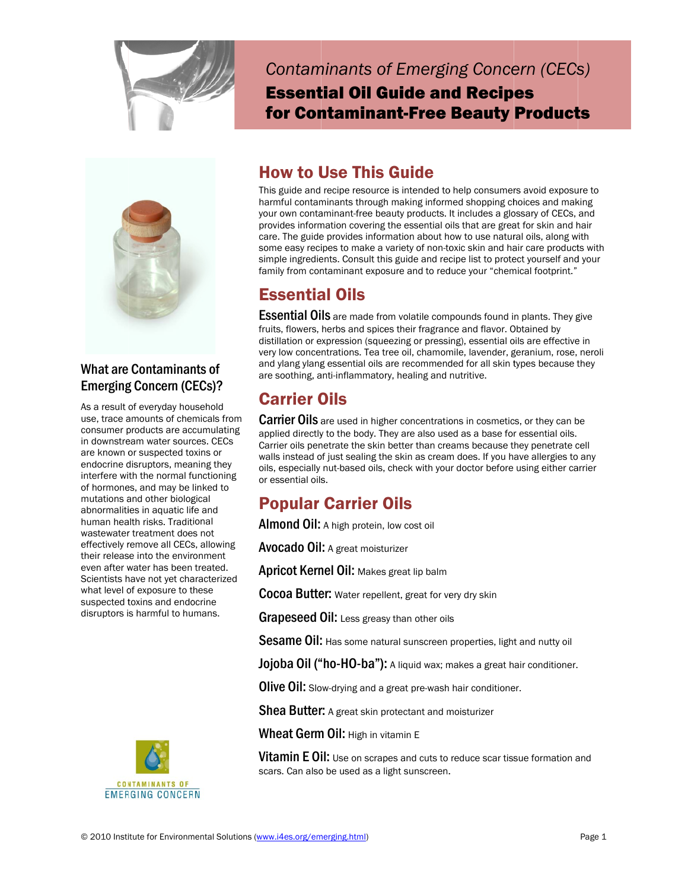# Contaminants of Emerging Concern (CECs)

## Essential Oil Guide and Recipes for Contaminant-Free Beauty Products

## How to Use This Guide

This guide and recipe resource is intended to help consumers avoid exposure to harmful contaminants through making informed shopping choices and making your own contaminant-free beauty products. It includes a glossary of CECs, and provides information covering the essential oils that are great for skin and hair care. The guide provides information about how to use natural oils, along with some easy recipes to make a variety of non-toxic skin and hair care products with simple ingredients. Consult this guide and recipe list to protect yourself and your family from contaminant exposure and to reduce your "chemical footprint."

### What are Contaminants of Emerging Concern (CECs)?

As a result of everyday household use, trace amounts of chemicals from consumer products are accumulating in downstream water sources. CECs are known or suspected toxins or endocrine disruptors, meaning they interfere with the normal functioning of hormones, and may be linked to mutations and other biological abnormalities in aquatic life and human health risks. Traditional wastewater treatment does not effectively remove all CECs, allowing their release into the environment even after water has been treated. Scientists have not yet characterized what level of exposure to these suspected toxins and endocrine disruptors is harmful to humans.

## Essential Oils

**Essential Oils** are made from volatile compounds found in plants. They give fruits, flowers, herbs and spices their fragrance and flavor. Obtained by distillation or expression (squeezing or pressing), essential oils are effective in very low concentrations. Tea tree oil, chamomile, lavender, geranium, rose, neroli and ylang ylang essential oils are recommended for all skin types because they are soothing, anti-inflammatory, healing and nutritive.

## Carrier Oils

**Carrier Oils** are used in higher concentrations in cosmetics, or they can be applied directly to the body. They are also used as a base for essential oils. Carrier oils penetrate the skin better than creams because they penetrate cell walls instead of just sealing the skin as cream does. If you have allergies to any oils, especially nut-based oils, check with your doctor before using either carrier or essential oils.

## Popular Carrier Oils

**Almond Oil:** A high protein, low cost oil

**Avocado Oil:** A great moisturizer

**Apricot Kernel Oil:** Makes great lip balm

**Cocoa Butter:** Water repellent, great for very dry skin

**Grapeseed Oil:** Less greasy than other oils

**Sesame Oil:** Has some natural sunscreen properties, light and nutty oil

**Jojoba Oil ("ho-HO-ba"):** A liquid wax; makes a great hair conditioner.

**Olive Oil:** Slow-drying and a great pre-wash hair conditioner.

**Shea Butter:** A great skin protectant and moisturizer

**Wheat Germ Oil:** High in vitamin E

**Vitamin E Oil:** Use on scrapes and cuts to reduce scar tissue formation and scars. Can also be used as a light sunscreen.

CONTAMINANTS OF EMERGING CONCERN

© 2010 Institute for Environmental Solutions (www.i4es.org/emerging.html)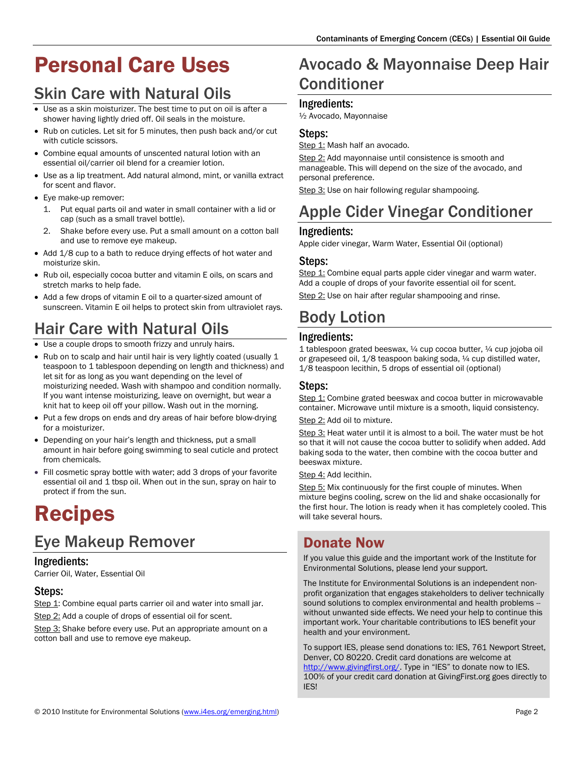# Personal Care Uses

## Skin Care with Natural Oils

- Use as a skin moisturizer. The best time to put on oil is after a shower having lightly dried off. Oil seals in the moisture.
- Rub on cuticles. Let sit for 5 minutes, then push back and/or cut with cuticle scissors.
- Combine equal amounts of unscented natural lotion with an essential oil/carrier oil blend for a creamier lotion.
- Use as a lip treatment. Add natural almond, mint, or vanilla extract for scent and flavor.
- Eye make-up remover:
  1. Put equal parts oil and water in small container with a lid or cap (such as a small travel bottle).
  2. Shake before every use. Put a small amount on a cotton ball and use to remove eye makeup.
- Add 1/8 cup to a bath to reduce drying effects of hot water and moisturize skin.
- Rub oil, especially cocoa butter and vitamin E oils, on scars and stretch marks to help fade.
- Add a few drops of vitamin E oil to a quarter-sized amount of sunscreen. Vitamin E oil helps to protect skin from ultraviolet rays.

## Hair Care with Natural Oils

- Use a couple drops to smooth frizzy and unruly hairs.
- Rub on to scalp and hair until hair is very lightly coated (usually 1 teaspoon to 1 tablespoon depending on length and thickness) and let sit for as long as you want depending on the level of moisturizing needed. Wash with shampoo and condition normally. If you want intense moisturizing, leave on overnight, but wear a knit hat to keep oil off your pillow. Wash out in the morning.
- Put a few drops on ends and dry areas of hair before blow-drying for a moisturizer.
- Depending on your hair's length and thickness, put a small amount in hair before going swimming to seal cuticle and protect from chemicals.
- Fill cosmetic spray bottle with water; add 3 drops of your favorite essential oil and 1 tbsp oil. When out in the sun, spray on hair to protect if from the sun.

# Recipes

## Eye Makeup Remover

### Ingredients:

Carrier Oil, Water, Essential Oil

### Steps:

Step 1: Combine equal parts carrier oil and water into small jar.

Step 2: Add a couple of drops of essential oil for scent.

Step 3: Shake before every use. Put an appropriate amount on a cotton ball and use to remove eye makeup.

## Avocado & Mayonnaise Deep Hair Conditioner

### Ingredients:

½ Avocado, Mayonnaise

### Steps:

Step 1: Mash half an avocado.

Step 2: Add mayonnaise until consistence is smooth and manageable. This will depend on the size of the avocado, and personal preference.

Step 3: Use on hair following regular shampooing.

## Apple Cider Vinegar Conditioner

### Ingredients:

Apple cider vinegar, Warm Water, Essential Oil (optional)

### Steps:

Step 1: Combine equal parts apple cider vinegar and warm water. Add a couple of drops of your favorite essential oil for scent.

Step 2: Use on hair after regular shampooing and rinse.

## Body Lotion

### Ingredients:

1 tablespoon grated beeswax, ¼ cup cocoa butter, ¼ cup jojoba oil or grapeseed oil, 1/8 teaspoon baking soda, ¼ cup distilled water, 1/8 teaspoon lecithin, 5 drops of essential oil (optional)

### Steps:

Step 1: Combine grated beeswax and cocoa butter in microwavable container. Microwave until mixture is a smooth, liquid consistency.

Step 2: Add oil to mixture.

Step 3: Heat water until it is almost to a boil. The water must be hot so that it will not cause the cocoa butter to solidify when added. Add baking soda to the water, then combine with the cocoa butter and beeswax mixture.

Step 4: Add lecithin.

Step 5: Mix continuously for the first couple of minutes. When mixture begins cooling, screw on the lid and shake occasionally for the first hour. The lotion is ready when it has completely cooled. This will take several hours.

## Donate Now

If you value this guide and the important work of the Institute for Environmental Solutions, please lend your support.

The Institute for Environmental Solutions is an independent non-profit organization that engages stakeholders to deliver technically sound solutions to complex environmental and health problems -- without unwanted side effects. We need your help to continue this important work. Your charitable contributions to IES benefit your health and your environment.

To support IES, please send donations to: IES, 761 Newport Street, Denver, CO 80220. Credit card donations are welcome at http://www.givingfirst.org/. Type in "IES" to donate now to IES. 100% of your credit card donation at GivingFirst.org goes directly to IES!

© 2010 Institute for Environmental Solutions (www.i4es.org/emerging.html)